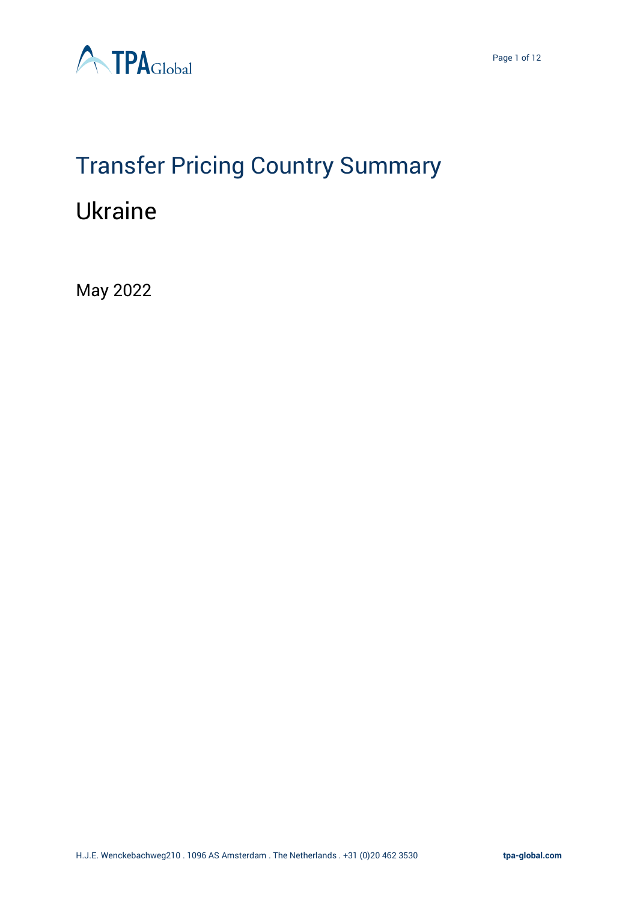# Transfer Pricing Country Summary

## Ukraine

May 2022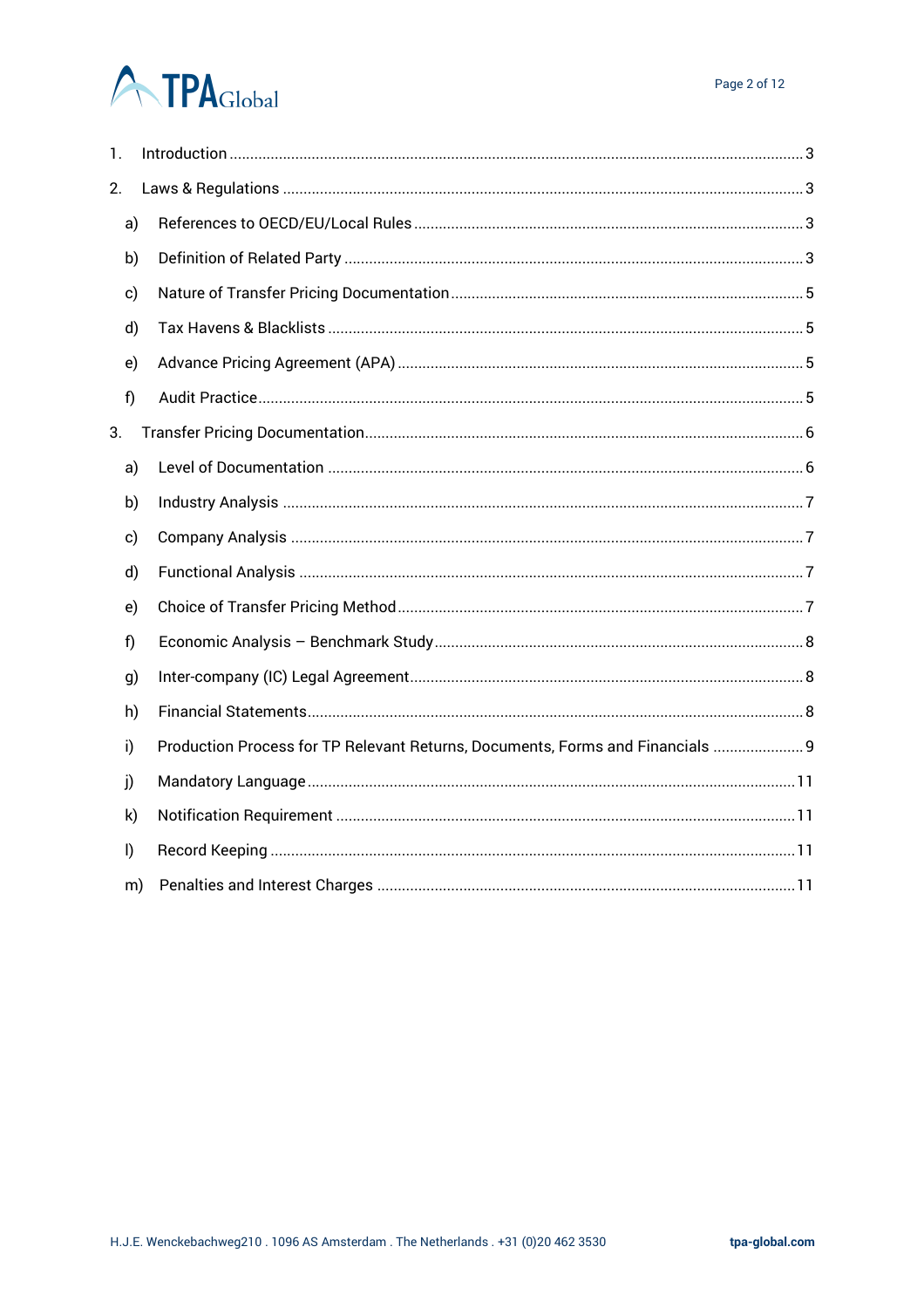1. Introduction ........................................................................................................................................ 3
2. Laws & Regulations ............................................................................................................................ 3
   a) References to OECD/EU/Local Rules ............................................................................................. 3
   b) Definition of Related Party ............................................................................................................. 3
   c) Nature of Transfer Pricing Documentation .................................................................................... 5
   d) Tax Havens & Blacklists ................................................................................................................. 5
   e) Advance Pricing Agreement (APA) ................................................................................................. 5
   f) Audit Practice.................................................................................................................................. 5
3. Transfer Pricing Documentation......................................................................................................... 6
   a) Level of Documentation .................................................................................................................. 6
   b) Industry Analysis ............................................................................................................................ 7
   c) Company Analysis .......................................................................................................................... 7
   d) Functional Analysis ........................................................................................................................ 7
   e) Choice of Transfer Pricing Method ................................................................................................. 7
   f) Economic Analysis – Benchmark Study .......................................................................................... 8
   g) Inter-company (IC) Legal Agreement .............................................................................................. 8
   h) Financial Statements....................................................................................................................... 8
   i) Production Process for TP Relevant Returns, Documents, Forms and Financials ...................... 9
   j) Mandatory Language ..................................................................................................................... 11
   k) Notification Requirement ............................................................................................................. 11
   l) Record Keeping ............................................................................................................................. 11
   m) Penalties and Interest Charges .................................................................................................... 11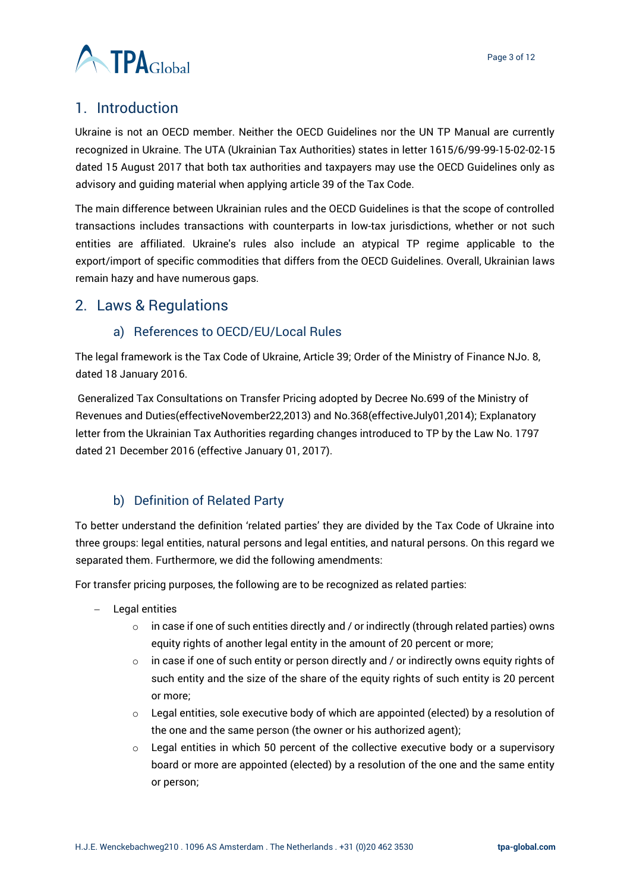## 1. Introduction

Ukraine is not an OECD member. Neither the OECD Guidelines nor the UN TP Manual are currently recognized in Ukraine. The UTA (Ukrainian Tax Authorities) states in letter 1615/6/99-99-15-02-02-15 dated 15 August 2017 that both tax authorities and taxpayers may use the OECD Guidelines only as advisory and guiding material when applying article 39 of the Tax Code.

The main difference between Ukrainian rules and the OECD Guidelines is that the scope of controlled transactions includes transactions with counterparts in low-tax jurisdictions, whether or not such entities are affiliated. Ukraine's rules also include an atypical TP regime applicable to the export/import of specific commodities that differs from the OECD Guidelines. Overall, Ukrainian laws remain hazy and have numerous gaps.

## 2. Laws & Regulations

### a) References to OECD/EU/Local Rules

The legal framework is the Tax Code of Ukraine, Article 39; Order of the Ministry of Finance NJo. 8, dated 18 January 2016.

Generalized Tax Consultations on Transfer Pricing adopted by Decree No.699 of the Ministry of Revenues and Duties(effectiveNovember22,2013) and No.368(effectiveJuly01,2014); Explanatory letter from the Ukrainian Tax Authorities regarding changes introduced to TP by the Law No. 1797 dated 21 December 2016 (effective January 01, 2017).

### b) Definition of Related Party

To better understand the definition 'related parties' they are divided by the Tax Code of Ukraine into three groups: legal entities, natural persons and legal entities, and natural persons. On this regard we separated them. Furthermore, we did the following amendments:

For transfer pricing purposes, the following are to be recognized as related parties:

- Legal entities
  - in case if one of such entities directly and / or indirectly (through related parties) owns equity rights of another legal entity in the amount of 20 percent or more;
  - in case if one of such entity or person directly and / or indirectly owns equity rights of such entity and the size of the share of the equity rights of such entity is 20 percent or more;
  - Legal entities, sole executive body of which are appointed (elected) by a resolution of the one and the same person (the owner or his authorized agent);
  - Legal entities in which 50 percent of the collective executive body or a supervisory board or more are appointed (elected) by a resolution of the one and the same entity or person;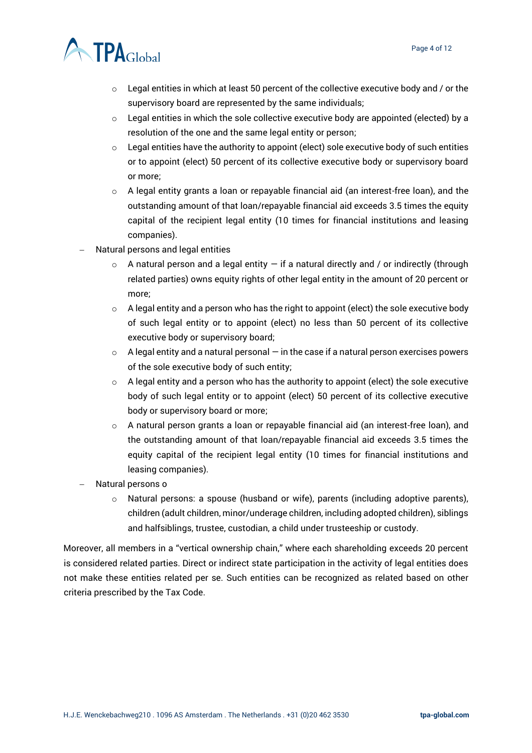- Legal entities in which at least 50 percent of the collective executive body and / or the supervisory board are represented by the same individuals;
  - Legal entities in which the sole collective executive body are appointed (elected) by a resolution of the one and the same legal entity or person;
  - Legal entities have the authority to appoint (elect) sole executive body of such entities or to appoint (elect) 50 percent of its collective executive body or supervisory board or more;
  - A legal entity grants a loan or repayable financial aid (an interest-free loan), and the outstanding amount of that loan/repayable financial aid exceeds 3.5 times the equity capital of the recipient legal entity (10 times for financial institutions and leasing companies).
- Natural persons and legal entities
  - A natural person and a legal entity — if a natural directly and / or indirectly (through related parties) owns equity rights of other legal entity in the amount of 20 percent or more;
  - A legal entity and a person who has the right to appoint (elect) the sole executive body of such legal entity or to appoint (elect) no less than 50 percent of its collective executive body or supervisory board;
  - A legal entity and a natural personal — in the case if a natural person exercises powers of the sole executive body of such entity;
  - A legal entity and a person who has the authority to appoint (elect) the sole executive body of such legal entity or to appoint (elect) 50 percent of its collective executive body or supervisory board or more;
  - A natural person grants a loan or repayable financial aid (an interest-free loan), and the outstanding amount of that loan/repayable financial aid exceeds 3.5 times the equity capital of the recipient legal entity (10 times for financial institutions and leasing companies).
- Natural persons o
  - Natural persons: a spouse (husband or wife), parents (including adoptive parents), children (adult children, minor/underage children, including adopted children), siblings and halfsiblings, trustee, custodian, a child under trusteeship or custody.

Moreover, all members in a "vertical ownership chain," where each shareholding exceeds 20 percent is considered related parties. Direct or indirect state participation in the activity of legal entities does not make these entities related per se. Such entities can be recognized as related based on other criteria prescribed by the Tax Code.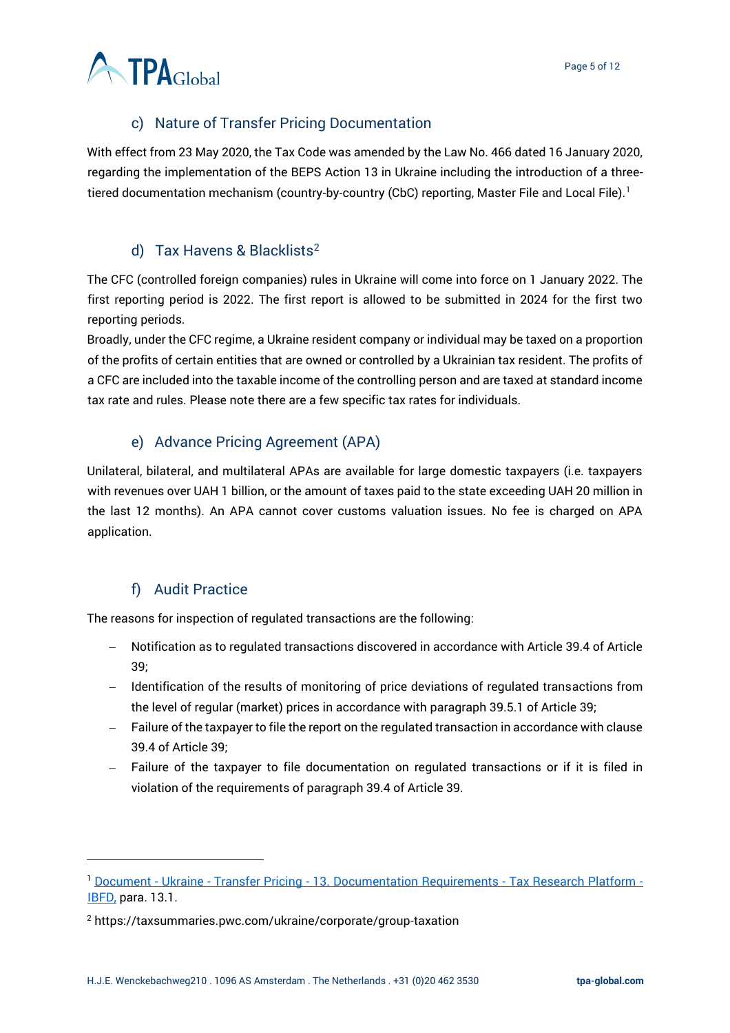### c) Nature of Transfer Pricing Documentation

With effect from 23 May 2020, the Tax Code was amended by the Law No. 466 dated 16 January 2020, regarding the implementation of the BEPS Action 13 in Ukraine including the introduction of a three-tiered documentation mechanism (country-by-country (CbC) reporting, Master File and Local File).[1]

### d) Tax Havens & Blacklists[2]

The CFC (controlled foreign companies) rules in Ukraine will come into force on 1 January 2022. The first reporting period is 2022. The first report is allowed to be submitted in 2024 for the first two reporting periods.

Broadly, under the CFC regime, a Ukraine resident company or individual may be taxed on a proportion of the profits of certain entities that are owned or controlled by a Ukrainian tax resident. The profits of a CFC are included into the taxable income of the controlling person and are taxed at standard income tax rate and rules. Please note there are a few specific tax rates for individuals.

### e) Advance Pricing Agreement (APA)

Unilateral, bilateral, and multilateral APAs are available for large domestic taxpayers (i.e. taxpayers with revenues over UAH 1 billion, or the amount of taxes paid to the state exceeding UAH 20 million in the last 12 months). An APA cannot cover customs valuation issues. No fee is charged on APA application.

### f) Audit Practice

The reasons for inspection of regulated transactions are the following:

- Notification as to regulated transactions discovered in accordance with Article 39.4 of Article 39;
- Identification of the results of monitoring of price deviations of regulated transactions from the level of regular (market) prices in accordance with paragraph 39.5.1 of Article 39;
- Failure of the taxpayer to file the report on the regulated transaction in accordance with clause 39.4 of Article 39;
- Failure of the taxpayer to file documentation on regulated transactions or if it is filed in violation of the requirements of paragraph 39.4 of Article 39.

---

[1] Document - Ukraine - Transfer Pricing - 13. Documentation Requirements - Tax Research Platform - IBFD, para. 13.1.

[2] https://taxsummaries.pwc.com/ukraine/corporate/group-taxation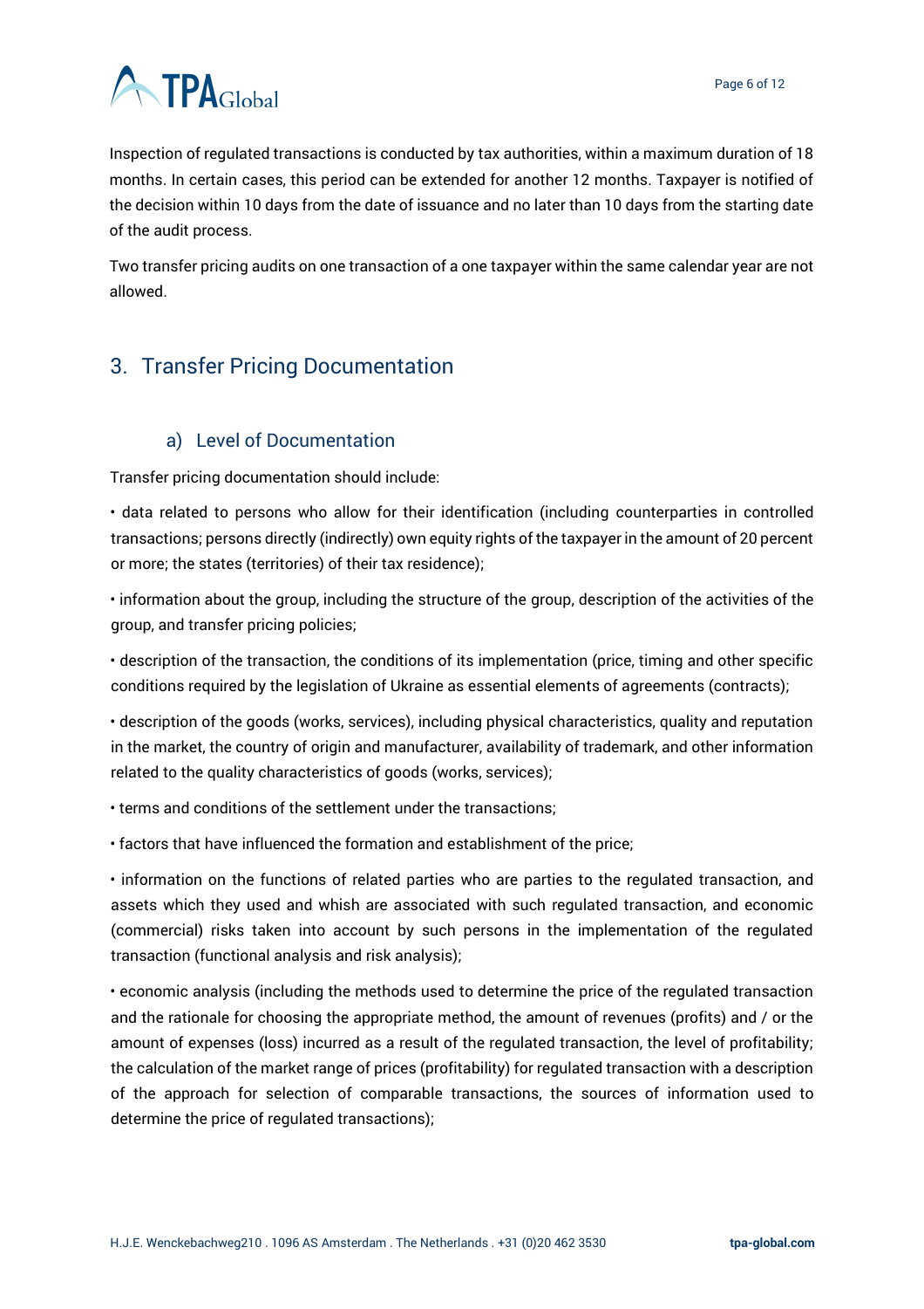Inspection of regulated transactions is conducted by tax authorities, within a maximum duration of 18 months. In certain cases, this period can be extended for another 12 months. Taxpayer is notified of the decision within 10 days from the date of issuance and no later than 10 days from the starting date of the audit process.

Two transfer pricing audits on one transaction of a one taxpayer within the same calendar year are not allowed.

## 3. Transfer Pricing Documentation

### a) Level of Documentation

Transfer pricing documentation should include:

• data related to persons who allow for their identification (including counterparties in controlled transactions; persons directly (indirectly) own equity rights of the taxpayer in the amount of 20 percent or more; the states (territories) of their tax residence);

• information about the group, including the structure of the group, description of the activities of the group, and transfer pricing policies;

• description of the transaction, the conditions of its implementation (price, timing and other specific conditions required by the legislation of Ukraine as essential elements of agreements (contracts);

• description of the goods (works, services), including physical characteristics, quality and reputation in the market, the country of origin and manufacturer, availability of trademark, and other information related to the quality characteristics of goods (works, services);

• terms and conditions of the settlement under the transactions;

• factors that have influenced the formation and establishment of the price;

• information on the functions of related parties who are parties to the regulated transaction, and assets which they used and whish are associated with such regulated transaction, and economic (commercial) risks taken into account by such persons in the implementation of the regulated transaction (functional analysis and risk analysis);

• economic analysis (including the methods used to determine the price of the regulated transaction and the rationale for choosing the appropriate method, the amount of revenues (profits) and / or the amount of expenses (loss) incurred as a result of the regulated transaction, the level of profitability; the calculation of the market range of prices (profitability) for regulated transaction with a description of the approach for selection of comparable transactions, the sources of information used to determine the price of regulated transactions);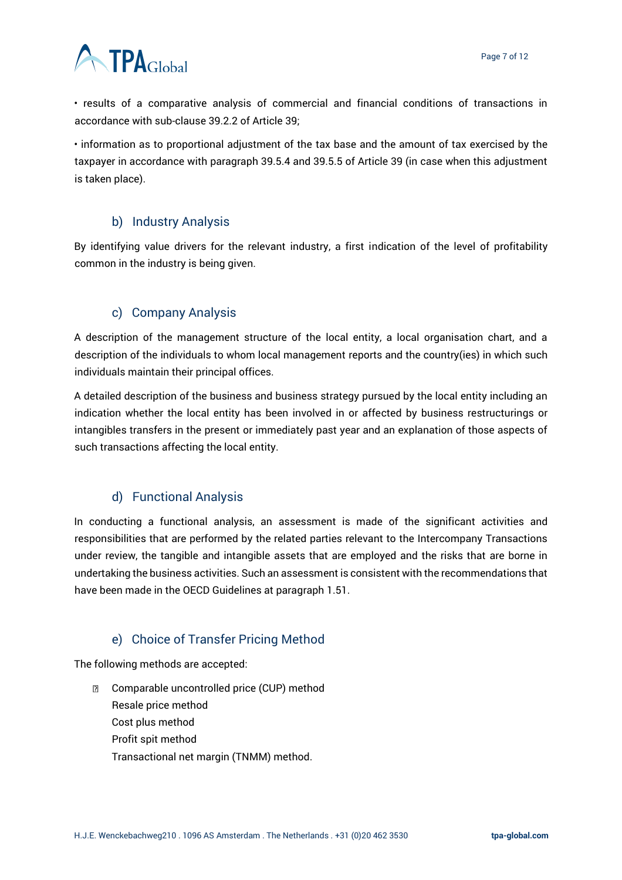• results of a comparative analysis of commercial and financial conditions of transactions in accordance with sub-clause 39.2.2 of Article 39;

• information as to proportional adjustment of the tax base and the amount of tax exercised by the taxpayer in accordance with paragraph 39.5.4 and 39.5.5 of Article 39 (in case when this adjustment is taken place).

### b) Industry Analysis

By identifying value drivers for the relevant industry, a first indication of the level of profitability common in the industry is being given.

### c) Company Analysis

A description of the management structure of the local entity, a local organisation chart, and a description of the individuals to whom local management reports and the country(ies) in which such individuals maintain their principal offices.

A detailed description of the business and business strategy pursued by the local entity including an indication whether the local entity has been involved in or affected by business restructurings or intangibles transfers in the present or immediately past year and an explanation of those aspects of such transactions affecting the local entity.

### d) Functional Analysis

In conducting a functional analysis, an assessment is made of the significant activities and responsibilities that are performed by the related parties relevant to the Intercompany Transactions under review, the tangible and intangible assets that are employed and the risks that are borne in undertaking the business activities. Such an assessment is consistent with the recommendations that have been made in the OECD Guidelines at paragraph 1.51.

### e) Choice of Transfer Pricing Method

The following methods are accepted:

- Comparable uncontrolled price (CUP) method
  Resale price method
  Cost plus method
  Profit spit method
  Transactional net margin (TNMM) method.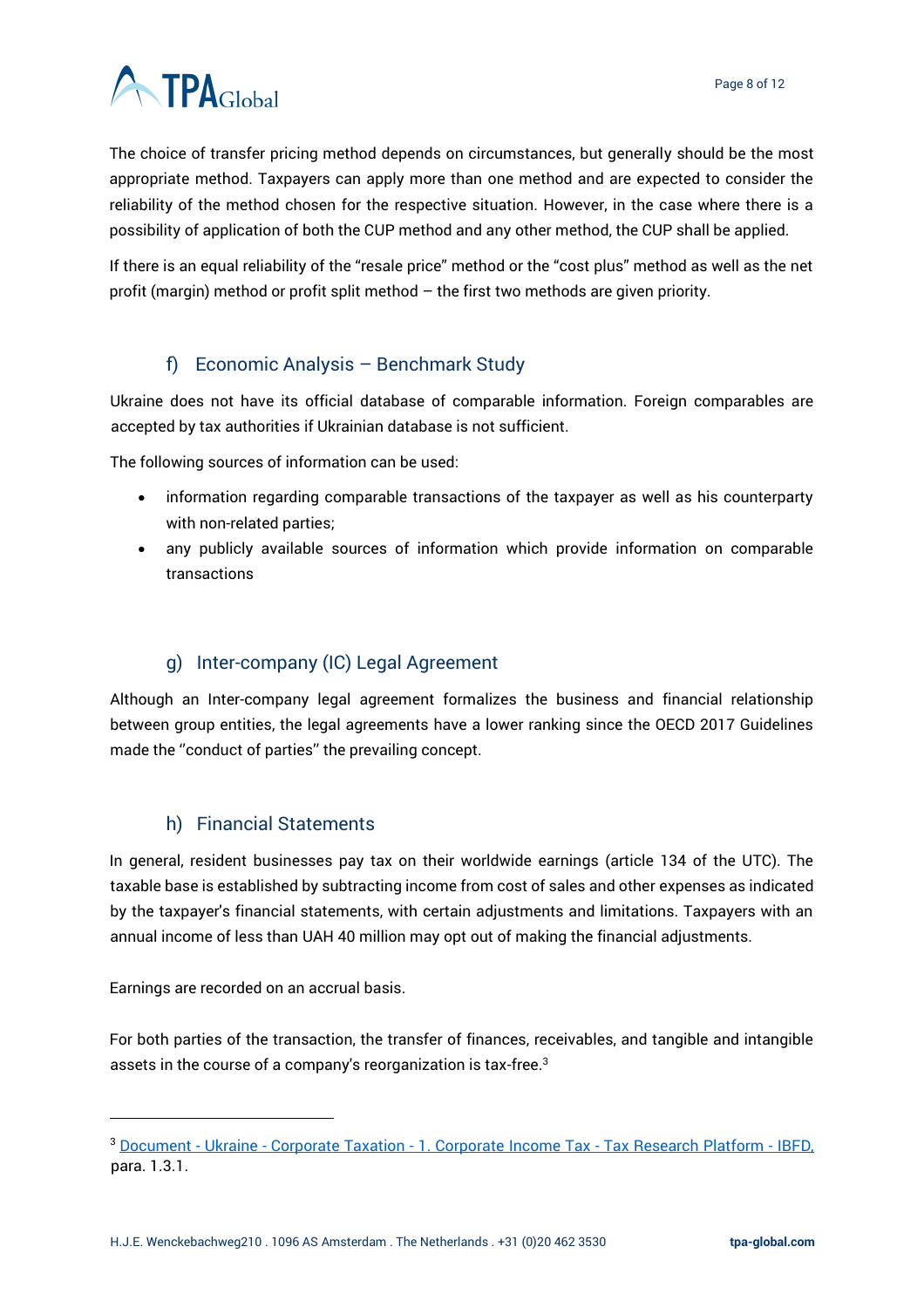The choice of transfer pricing method depends on circumstances, but generally should be the most appropriate method. Taxpayers can apply more than one method and are expected to consider the reliability of the method chosen for the respective situation. However, in the case where there is a possibility of application of both the CUP method and any other method, the CUP shall be applied.

If there is an equal reliability of the "resale price" method or the "cost plus" method as well as the net profit (margin) method or profit split method – the first two methods are given priority.

### f) Economic Analysis – Benchmark Study

Ukraine does not have its official database of comparable information. Foreign comparables are accepted by tax authorities if Ukrainian database is not sufficient.

The following sources of information can be used:

- information regarding comparable transactions of the taxpayer as well as his counterparty with non-related parties;
- any publicly available sources of information which provide information on comparable transactions

### g) Inter-company (IC) Legal Agreement

Although an Inter-company legal agreement formalizes the business and financial relationship between group entities, the legal agreements have a lower ranking since the OECD 2017 Guidelines made the ''conduct of parties'' the prevailing concept.

### h) Financial Statements

In general, resident businesses pay tax on their worldwide earnings (article 134 of the UTC). The taxable base is established by subtracting income from cost of sales and other expenses as indicated by the taxpayer's financial statements, with certain adjustments and limitations. Taxpayers with an annual income of less than UAH 40 million may opt out of making the financial adjustments.

Earnings are recorded on an accrual basis.

For both parties of the transaction, the transfer of finances, receivables, and tangible and intangible assets in the course of a company's reorganization is tax-free.[3]

---

[3] Document - Ukraine - Corporate Taxation - 1. Corporate Income Tax - Tax Research Platform - IBFD, para. 1.3.1.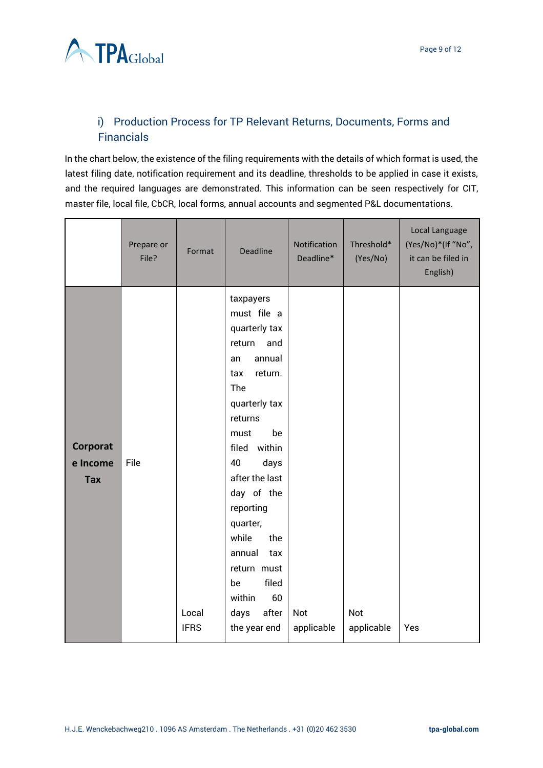## i) Production Process for TP Relevant Returns, Documents, Forms and Financials

In the chart below, the existence of the filing requirements with the details of which format is used, the latest filing date, notification requirement and its deadline, thresholds to be applied in case it exists, and the required languages are demonstrated. This information can be seen respectively for CIT, master file, local file, CbCR, local forms, annual accounts and segmented P&L documentations.

| | Prepare or File? | Format | Deadline | Notification Deadline* | Threshold* (Yes/No) | Local Language (Yes/No)*(If "No", it can be filed in English) |
|---|---|---|---|---|---|---|
| **Corporate Income Tax** | File | Local IFRS | taxpayers must file a quarterly tax return and an annual tax return. The quarterly tax returns must be filed within 40 days after the last day of the reporting quarter, while the annual tax return must be filed within 60 days after the year end | Not applicable | Not applicable | Yes |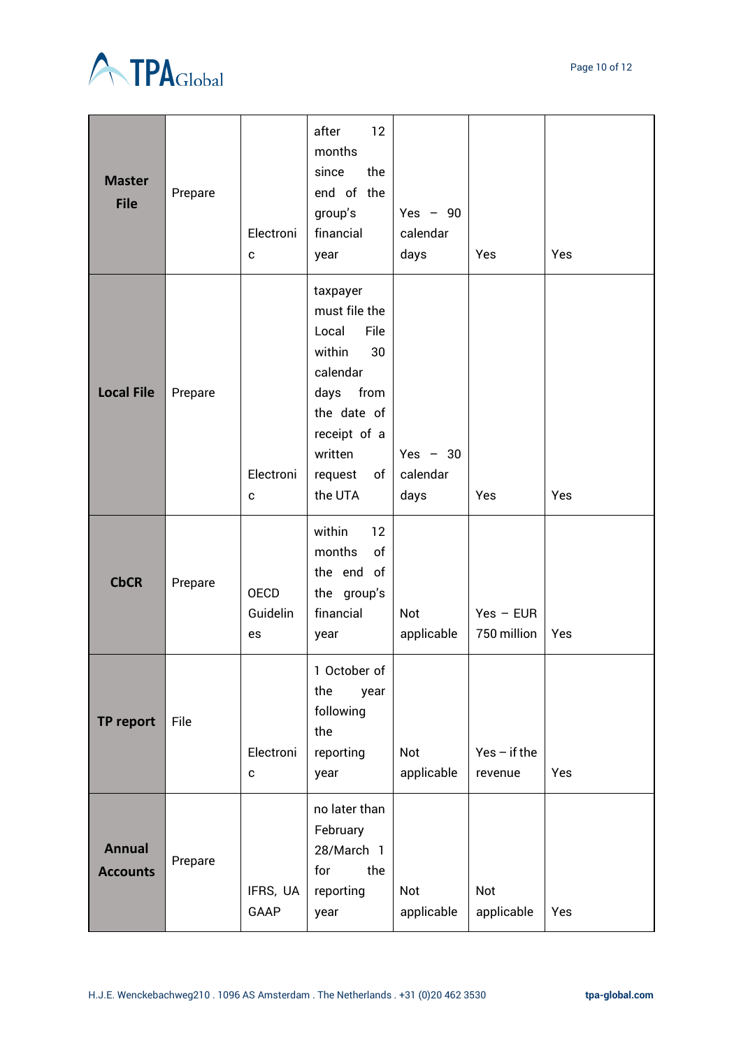| Master File | Prepare | Electronic | after 12 months since the end of the group's financial year | Yes – 90 calendar days | Yes | Yes |
|---|---|---|---|---|---|---|
| Local File | Prepare | Electronic | taxpayer must file the Local File within 30 calendar days from the date of receipt of a written request of the UTA | Yes – 30 calendar days | Yes | Yes |
| CbCR | Prepare | OECD Guidelines | within 12 months of the end of the group's financial year | Not applicable | Yes – EUR 750 million | Yes |
| TP report | File | Electronic | 1 October of the year following the reporting year | Not applicable | Yes – if the revenue | Yes |
| Annual Accounts | Prepare | IFRS, UA GAAP | no later than February 28/March 1 for the reporting year | Not applicable | Not applicable | Yes |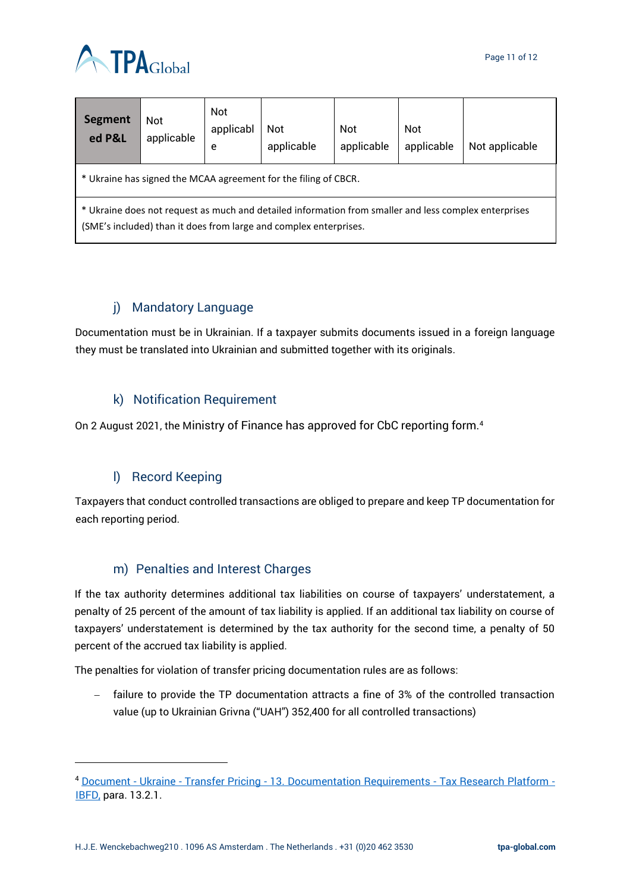| Segmented P&L | Not applicable | Not applicable | Not applicable | Not applicable | Not applicable | Not applicable |
|---|---|---|---|---|---|---|
| * Ukraine has signed the MCAA agreement for the filing of CBCR. | | | | | | |
| * Ukraine does not request as much and detailed information from smaller and less complex enterprises (SME's included) than it does from large and complex enterprises. | | | | | | |

### j) Mandatory Language

Documentation must be in Ukrainian. If a taxpayer submits documents issued in a foreign language they must be translated into Ukrainian and submitted together with its originals.

### k) Notification Requirement

On 2 August 2021, the Ministry of Finance has approved for CbC reporting form.[4]

### l) Record Keeping

Taxpayers that conduct controlled transactions are obliged to prepare and keep TP documentation for each reporting period.

### m) Penalties and Interest Charges

If the tax authority determines additional tax liabilities on course of taxpayers' understatement, a penalty of 25 percent of the amount of tax liability is applied. If an additional tax liability on course of taxpayers' understatement is determined by the tax authority for the second time, a penalty of 50 percent of the accrued tax liability is applied.

The penalties for violation of transfer pricing documentation rules are as follows:

- failure to provide the TP documentation attracts a fine of 3% of the controlled transaction value (up to Ukrainian Grivna ("UAH") 352,400 for all controlled transactions)

---

[4] Document - Ukraine - Transfer Pricing - 13. Documentation Requirements - Tax Research Platform - IBFD, para. 13.2.1.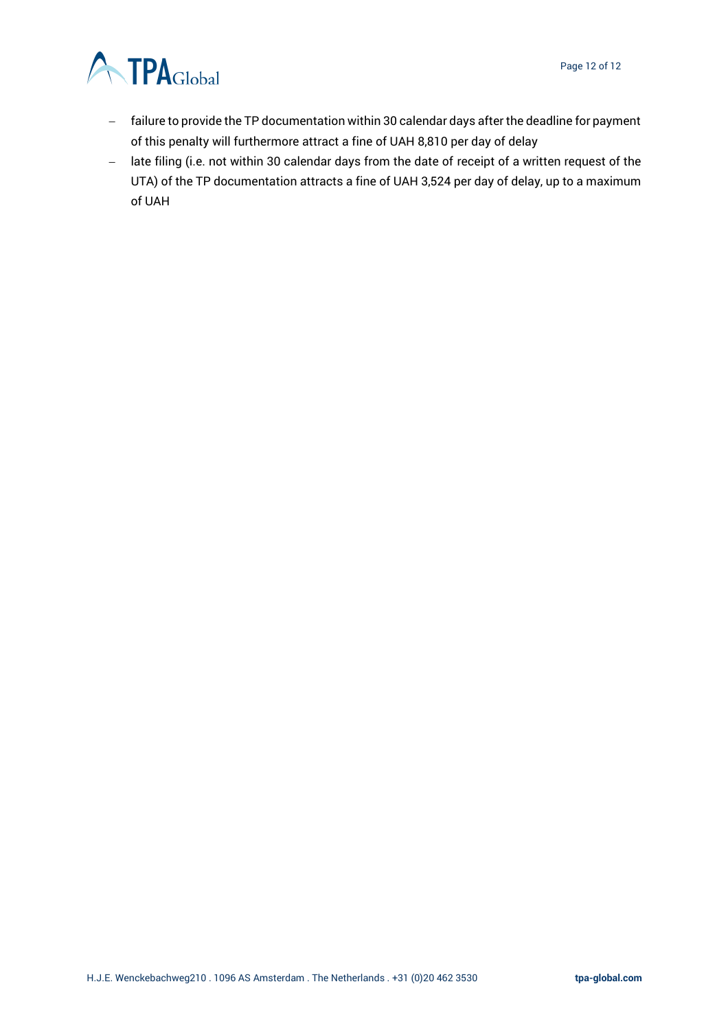- failure to provide the TP documentation within 30 calendar days after the deadline for payment of this penalty will furthermore attract a fine of UAH 8,810 per day of delay
- late filing (i.e. not within 30 calendar days from the date of receipt of a written request of the UTA) of the TP documentation attracts a fine of UAH 3,524 per day of delay, up to a maximum of UAH